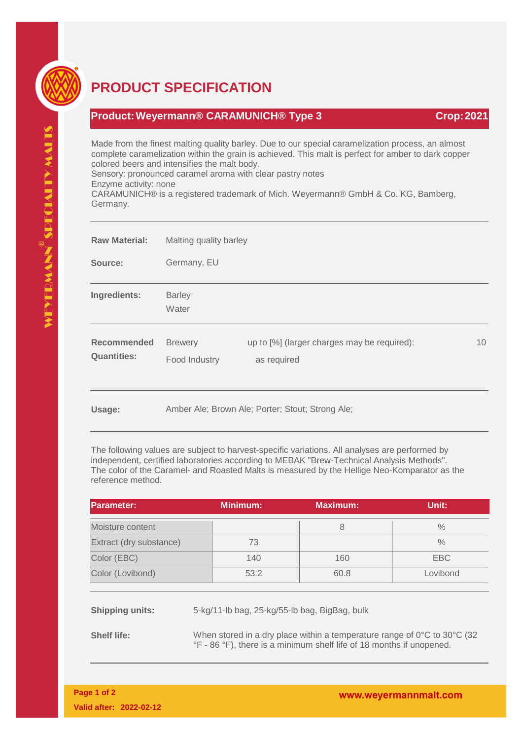# PRODUCT SPECIFICATION

**Product: Weyermann® CARAMUNICH® Type 3** — **Crop: 2021**

Made from the finest malting quality barley. Due to our special caramelization process, an almost complete caramelization within the grain is achieved. This malt is perfect for amber to dark copper colored beers and intensifies the malt body.
Sensory: pronounced caramel aroma with clear pastry notes
Enzyme activity: none
CARAMUNICH® is a registered trademark of Mich. Weyermann® GmbH & Co. KG, Bamberg, Germany.

**Raw Material:** Malting quality barley

**Source:** Germany, EU

**Ingredients:** Barley
Water

**Recommended Quantities:**

- Brewery: up to [%] (larger charges may be required): 10
- Food Industry: as required

**Usage:** Amber Ale; Brown Ale; Porter; Stout; Strong Ale;

The following values are subject to harvest-specific variations. All analyses are performed by independent, certified laboratories according to MEBAK "Brew-Technical Analysis Methods". The color of the Caramel- and Roasted Malts is measured by the Hellige Neo-Komparator as the reference method.

| Parameter: | Minimum: | Maximum: | Unit: |
|---|---|---|---|
| Moisture content | | 8 | % |
| Extract (dry substance) | 73 | | % |
| Color (EBC) | 140 | 160 | EBC |
| Color (Lovibond) | 53.2 | 60.8 | Lovibond |

**Shipping units:** 5-kg/11-lb bag, 25-kg/55-lb bag, BigBag, bulk

**Shelf life:** When stored in a dry place within a temperature range of 0°C to 30°C (32 °F - 86 °F), there is a minimum shelf life of 18 months if unopened.

Valid after: 2022-02-12

www.weyermannmalt.com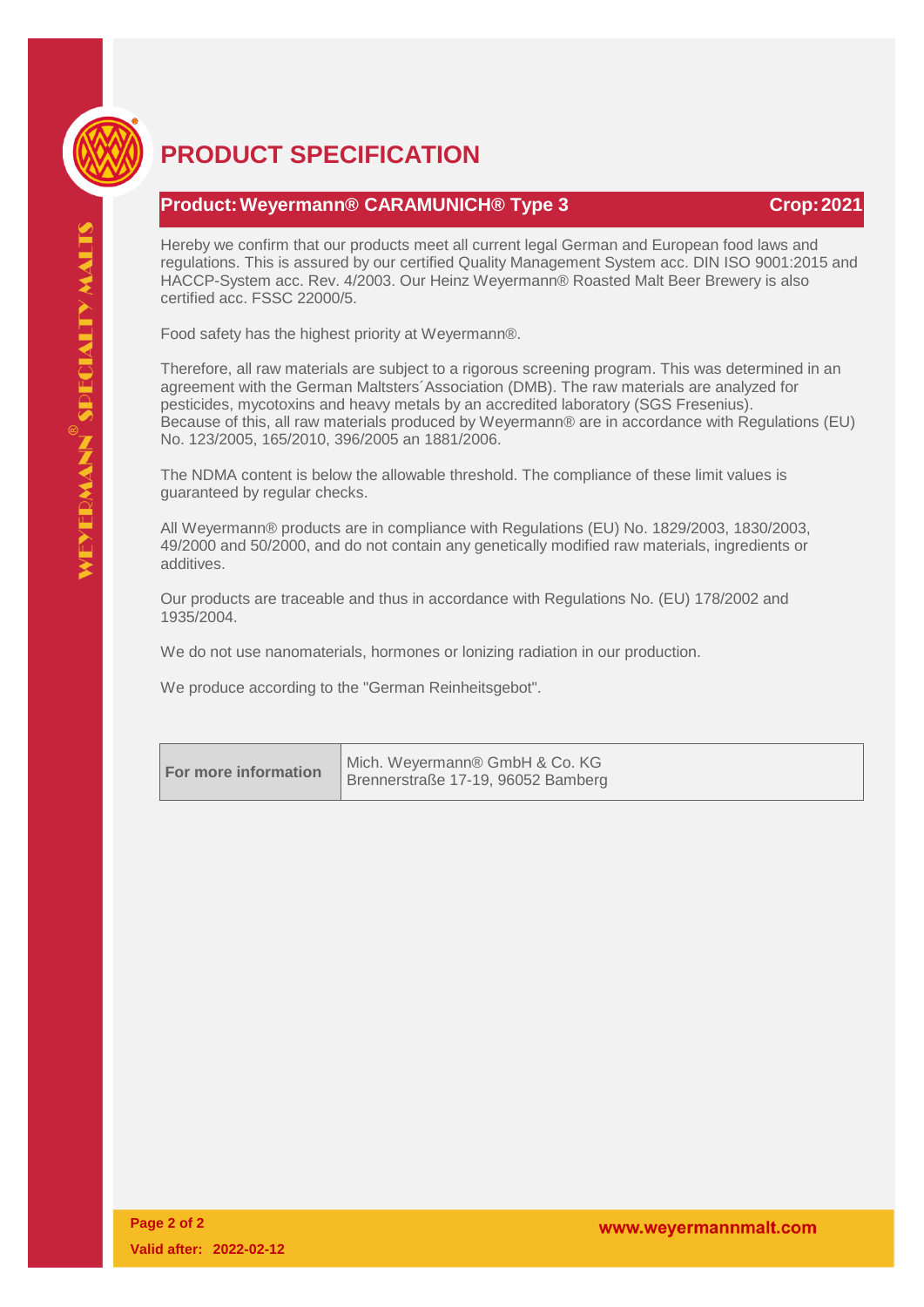# PRODUCT SPECIFICATION

**Product: Weyermann® CARAMUNICH® Type 3 — Crop: 2021**

Hereby we confirm that our products meet all current legal German and European food laws and regulations. This is assured by our certified Quality Management System acc. DIN ISO 9001:2015 and HACCP-System acc. Rev. 4/2003. Our Heinz Weyermann® Roasted Malt Beer Brewery is also certified acc. FSSC 22000/5.

Food safety has the highest priority at Weyermann®.

Therefore, all raw materials are subject to a rigorous screening program. This was determined in an agreement with the German Maltsters´Association (DMB). The raw materials are analyzed for pesticides, mycotoxins and heavy metals by an accredited laboratory (SGS Fresenius). Because of this, all raw materials produced by Weyermann® are in accordance with Regulations (EU) No. 123/2005, 165/2010, 396/2005 an 1881/2006.

The NDMA content is below the allowable threshold. The compliance of these limit values is guaranteed by regular checks.

All Weyermann® products are in compliance with Regulations (EU) No. 1829/2003, 1830/2003, 49/2000 and 50/2000, and do not contain any genetically modified raw materials, ingredients or additives.

Our products are traceable and thus in accordance with Regulations No. (EU) 178/2002 and 1935/2004.

We do not use nanomaterials, hormones or Ionizing radiation in our production.

We produce according to the "German Reinheitsgebot".

| | |
|---|---|
| **For more information** | Mich. Weyermann® GmbH & Co. KG<br>Brennerstraße 17-19, 96052 Bamberg |

**Valid after: 2022-02-12**

**www.weyermannmalt.com**